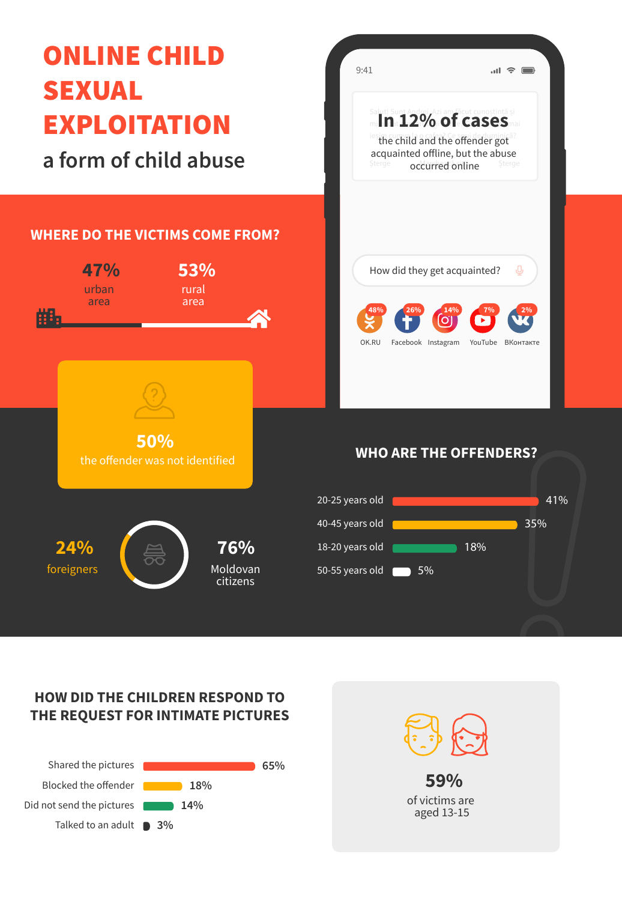# ONLINE CHILD SEXUAL EXPLOITATION

a form of child abuse

## WHERE DO THE VICTIMS COME FROM?

**47%** urban area

**53%** rural area

**In 12% of cases** the child and the offender got acquainted offline, but the abuse occurred online

How did they get acquainted?

| Platform | Share |
| --- | --- |
| OK.RU | 48% |
| Facebook | 26% |
| Instagram | 14% |
| YouTube | 7% |
| ВКонтакте | 2% |

**50%** the offender was not identified

**24%** foreigners

**76%** Moldovan citizens

## WHO ARE THE OFFENDERS?

| Age | Share |
| --- | --- |
| 20-25 years old | 41% |
| 40-45 years old | 35% |
| 18-20 years old | 18% |
| 50-55 years old | 5% |

## HOW DID THE CHILDREN RESPOND TO THE REQUEST FOR INTIMATE PICTURES

| Response | Share |
| --- | --- |
| Shared the pictures | 65% |
| Blocked the offender | 18% |
| Did not send the pictures | 14% |
| Talked to an adult | 3% |

**59%** of victims are aged 13-15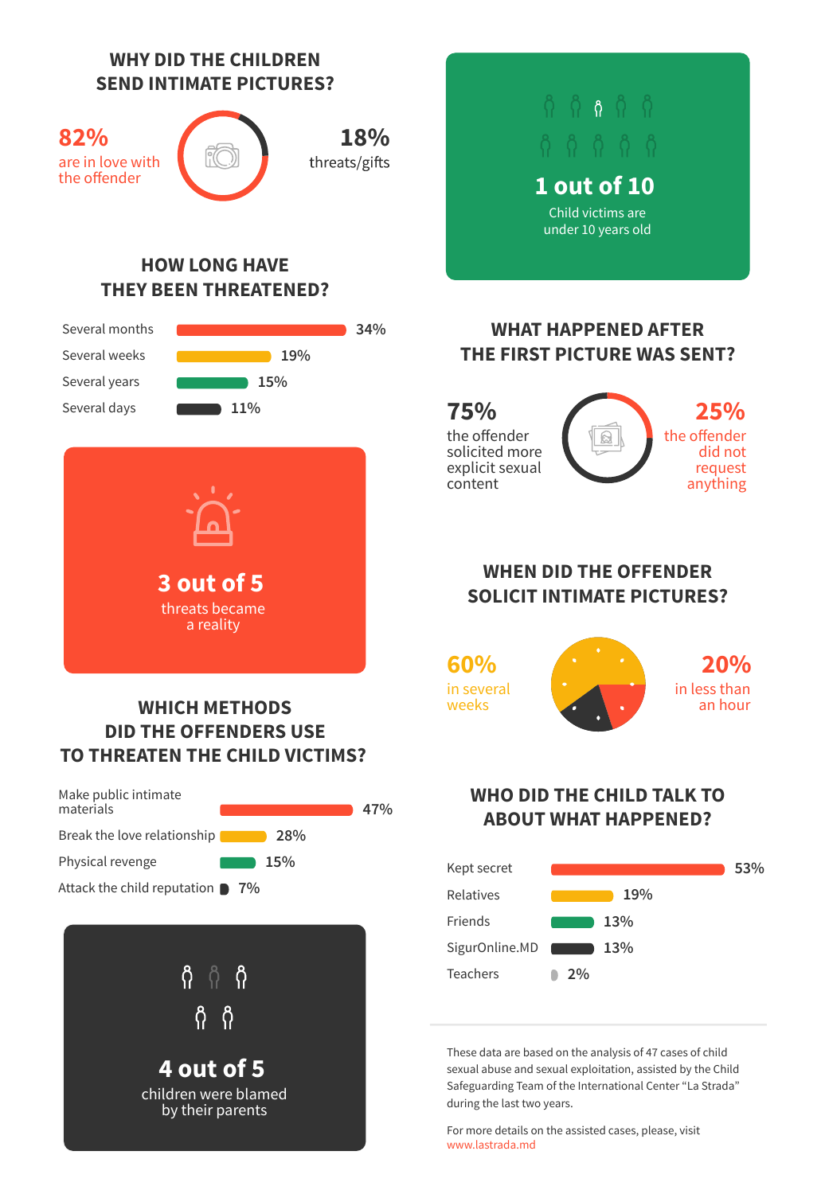## WHY DID THE CHILDREN SEND INTIMATE PICTURES?

82%
are in love with the offender

18%
threats/gifts

## HOW LONG HAVE THEY BEEN THREATENED?

Several months 34%
Several weeks 19%
Several years 15%
Several days 11%

**3 out of 5**
threats became a reality

## WHICH METHODS DID THE OFFENDERS USE TO THREATEN THE CHILD VICTIMS?

Make public intimate materials 47%
Break the love relationship 28%
Physical revenge 15%
Attack the child reputation 7%

**4 out of 5**
children were blamed by their parents

**1 out of 10**
Child victims are under 10 years old

## WHAT HAPPENED AFTER THE FIRST PICTURE WAS SENT?

75%
the offender solicited more explicit sexual content

25%
the offender did not request anything

## WHEN DID THE OFFENDER SOLICIT INTIMATE PICTURES?

60%
in several weeks

20%
in less than an hour

## WHO DID THE CHILD TALK TO ABOUT WHAT HAPPENED?

Kept secret 53%
Relatives 19%
Friends 13%
SigurOnline.MD 13%
Teachers 2%

These data are based on the analysis of 47 cases of child sexual abuse and sexual exploitation, assisted by the Child Safeguarding Team of the International Center "La Strada" during the last two years.

For more details on the assisted cases, please, visit www.lastrada.md